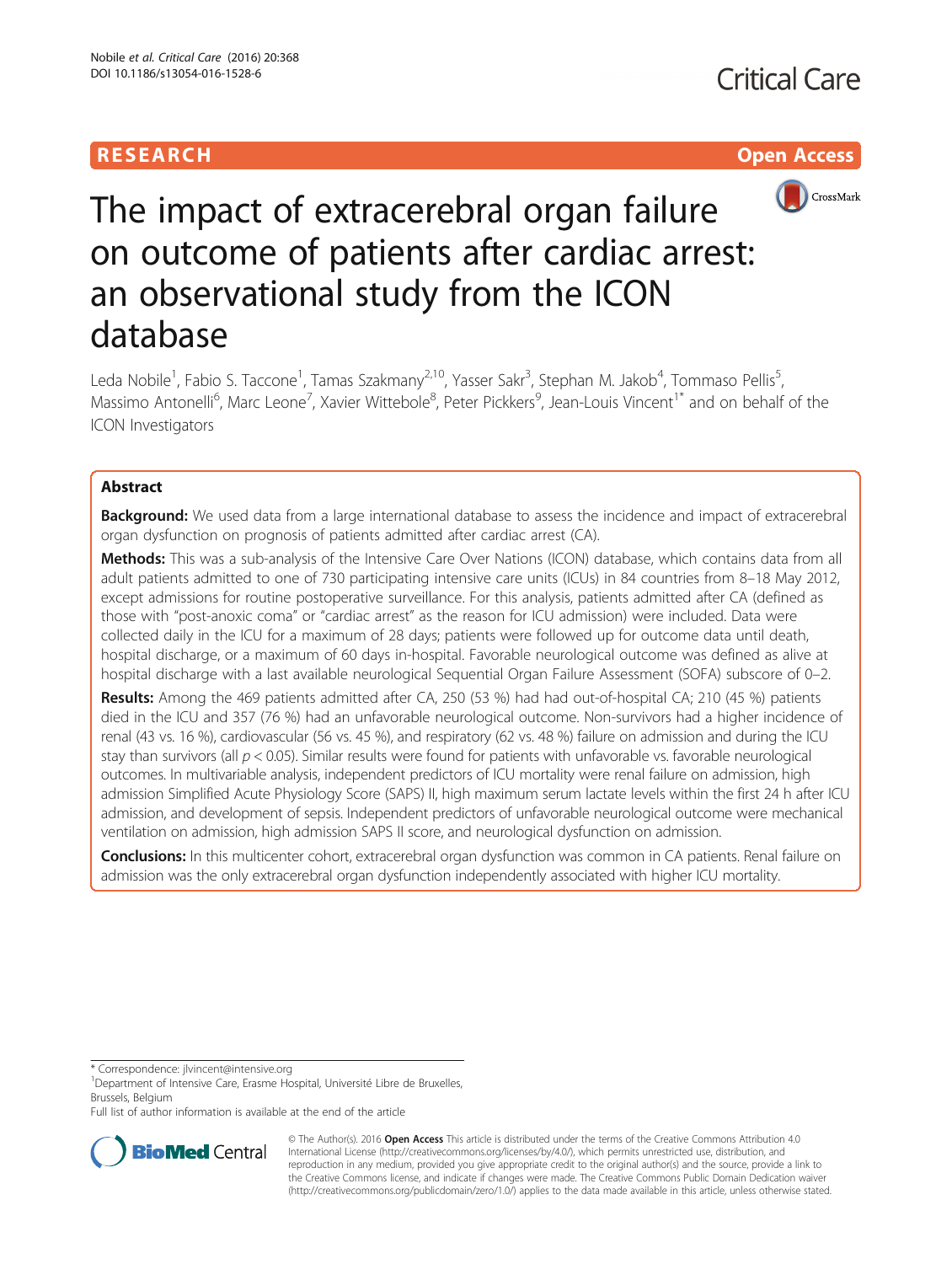RESEARCH

Open Access

# The impact of extracerebral organ failure on outcome of patients after cardiac arrest: an observational study from the ICON database

Leda Nobile[1], Fabio S. Taccone[1], Tamas Szakmany[2,10], Yasser Sakr[3], Stephan M. Jakob[4], Tommaso Pellis[5], Massimo Antonelli[6], Marc Leone[7], Xavier Wittebole[8], Peter Pickkers[9], Jean-Louis Vincent[1*] and on behalf of the ICON Investigators

## Abstract

**Background:** We used data from a large international database to assess the incidence and impact of extracerebral organ dysfunction on prognosis of patients admitted after cardiac arrest (CA).

**Methods:** This was a sub-analysis of the Intensive Care Over Nations (ICON) database, which contains data from all adult patients admitted to one of 730 participating intensive care units (ICUs) in 84 countries from 8–18 May 2012, except admissions for routine postoperative surveillance. For this analysis, patients admitted after CA (defined as those with "post-anoxic coma" or "cardiac arrest" as the reason for ICU admission) were included. Data were collected daily in the ICU for a maximum of 28 days; patients were followed up for outcome data until death, hospital discharge, or a maximum of 60 days in-hospital. Favorable neurological outcome was defined as alive at hospital discharge with a last available neurological Sequential Organ Failure Assessment (SOFA) subscore of 0–2.

**Results:** Among the 469 patients admitted after CA, 250 (53 %) had had out-of-hospital CA; 210 (45 %) patients died in the ICU and 357 (76 %) had an unfavorable neurological outcome. Non-survivors had a higher incidence of renal (43 vs. 16 %), cardiovascular (56 vs. 45 %), and respiratory (62 vs. 48 %) failure on admission and during the ICU stay than survivors (all $p < 0.05$). Similar results were found for patients with unfavorable vs. favorable neurological outcomes. In multivariable analysis, independent predictors of ICU mortality were renal failure on admission, high admission Simplified Acute Physiology Score (SAPS) II, high maximum serum lactate levels within the first 24 h after ICU admission, and development of sepsis. Independent predictors of unfavorable neurological outcome were mechanical ventilation on admission, high admission SAPS II score, and neurological dysfunction on admission.

**Conclusions:** In this multicenter cohort, extracerebral organ dysfunction was common in CA patients. Renal failure on admission was the only extracerebral organ dysfunction independently associated with higher ICU mortality.

* Correspondence: jlvincent@intensive.org
[1]Department of Intensive Care, Erasme Hospital, Université Libre de Bruxelles, Brussels, Belgium
Full list of author information is available at the end of the article

© The Author(s). 2016 **Open Access** This article is distributed under the terms of the Creative Commons Attribution 4.0 International License (http://creativecommons.org/licenses/by/4.0/), which permits unrestricted use, distribution, and reproduction in any medium, provided you give appropriate credit to the original author(s) and the source, provide a link to the Creative Commons license, and indicate if changes were made. The Creative Commons Public Domain Dedication waiver (http://creativecommons.org/publicdomain/zero/1.0/) applies to the data made available in this article, unless otherwise stated.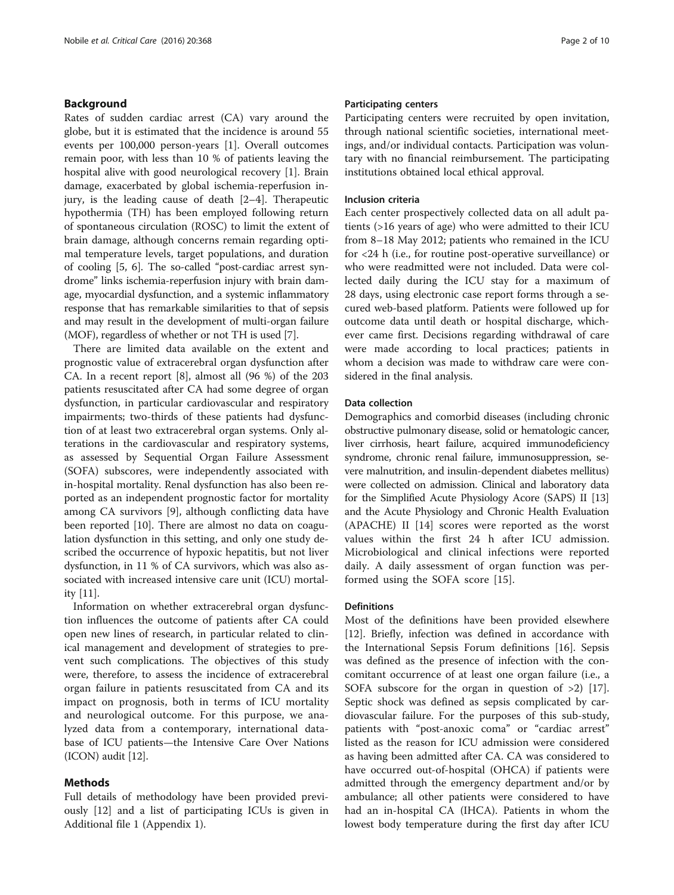## Background

Rates of sudden cardiac arrest (CA) vary around the globe, but it is estimated that the incidence is around 55 events per 100,000 person-years [1]. Overall outcomes remain poor, with less than 10 % of patients leaving the hospital alive with good neurological recovery [1]. Brain damage, exacerbated by global ischemia-reperfusion injury, is the leading cause of death [2–4]. Therapeutic hypothermia (TH) has been employed following return of spontaneous circulation (ROSC) to limit the extent of brain damage, although concerns remain regarding optimal temperature levels, target populations, and duration of cooling [5, 6]. The so-called "post-cardiac arrest syndrome" links ischemia-reperfusion injury with brain damage, myocardial dysfunction, and a systemic inflammatory response that has remarkable similarities to that of sepsis and may result in the development of multi-organ failure (MOF), regardless of whether or not TH is used [7].

There are limited data available on the extent and prognostic value of extracerebral organ dysfunction after CA. In a recent report [8], almost all (96 %) of the 203 patients resuscitated after CA had some degree of organ dysfunction, in particular cardiovascular and respiratory impairments; two-thirds of these patients had dysfunction of at least two extracerebral organ systems. Only alterations in the cardiovascular and respiratory systems, as assessed by Sequential Organ Failure Assessment (SOFA) subscores, were independently associated with in-hospital mortality. Renal dysfunction has also been reported as an independent prognostic factor for mortality among CA survivors [9], although conflicting data have been reported [10]. There are almost no data on coagulation dysfunction in this setting, and only one study described the occurrence of hypoxic hepatitis, but not liver dysfunction, in 11 % of CA survivors, which was also associated with increased intensive care unit (ICU) mortality [11].

Information on whether extracerebral organ dysfunction influences the outcome of patients after CA could open new lines of research, in particular related to clinical management and development of strategies to prevent such complications. The objectives of this study were, therefore, to assess the incidence of extracerebral organ failure in patients resuscitated from CA and its impact on prognosis, both in terms of ICU mortality and neurological outcome. For this purpose, we analyzed data from a contemporary, international database of ICU patients—the Intensive Care Over Nations (ICON) audit [12].

## Methods

Full details of methodology have been provided previously [12] and a list of participating ICUs is given in Additional file 1 (Appendix 1).

### Participating centers

Participating centers were recruited by open invitation, through national scientific societies, international meetings, and/or individual contacts. Participation was voluntary with no financial reimbursement. The participating institutions obtained local ethical approval.

### Inclusion criteria

Each center prospectively collected data on all adult patients (>16 years of age) who were admitted to their ICU from 8–18 May 2012; patients who remained in the ICU for <24 h (i.e., for routine post-operative surveillance) or who were readmitted were not included. Data were collected daily during the ICU stay for a maximum of 28 days, using electronic case report forms through a secured web-based platform. Patients were followed up for outcome data until death or hospital discharge, whichever came first. Decisions regarding withdrawal of care were made according to local practices; patients in whom a decision was made to withdraw care were considered in the final analysis.

### Data collection

Demographics and comorbid diseases (including chronic obstructive pulmonary disease, solid or hematologic cancer, liver cirrhosis, heart failure, acquired immunodeficiency syndrome, chronic renal failure, immunosuppression, severe malnutrition, and insulin-dependent diabetes mellitus) were collected on admission. Clinical and laboratory data for the Simplified Acute Physiology Acore (SAPS) II [13] and the Acute Physiology and Chronic Health Evaluation (APACHE) II [14] scores were reported as the worst values within the first 24 h after ICU admission. Microbiological and clinical infections were reported daily. A daily assessment of organ function was performed using the SOFA score [15].

### Definitions

Most of the definitions have been provided elsewhere [12]. Briefly, infection was defined in accordance with the International Sepsis Forum definitions [16]. Sepsis was defined as the presence of infection with the concomitant occurrence of at least one organ failure (i.e., a SOFA subscore for the organ in question of >2) [17]. Septic shock was defined as sepsis complicated by cardiovascular failure. For the purposes of this sub-study, patients with "post-anoxic coma" or "cardiac arrest" listed as the reason for ICU admission were considered as having been admitted after CA. CA was considered to have occurred out-of-hospital (OHCA) if patients were admitted through the emergency department and/or by ambulance; all other patients were considered to have had an in-hospital CA (IHCA). Patients in whom the lowest body temperature during the first day after ICU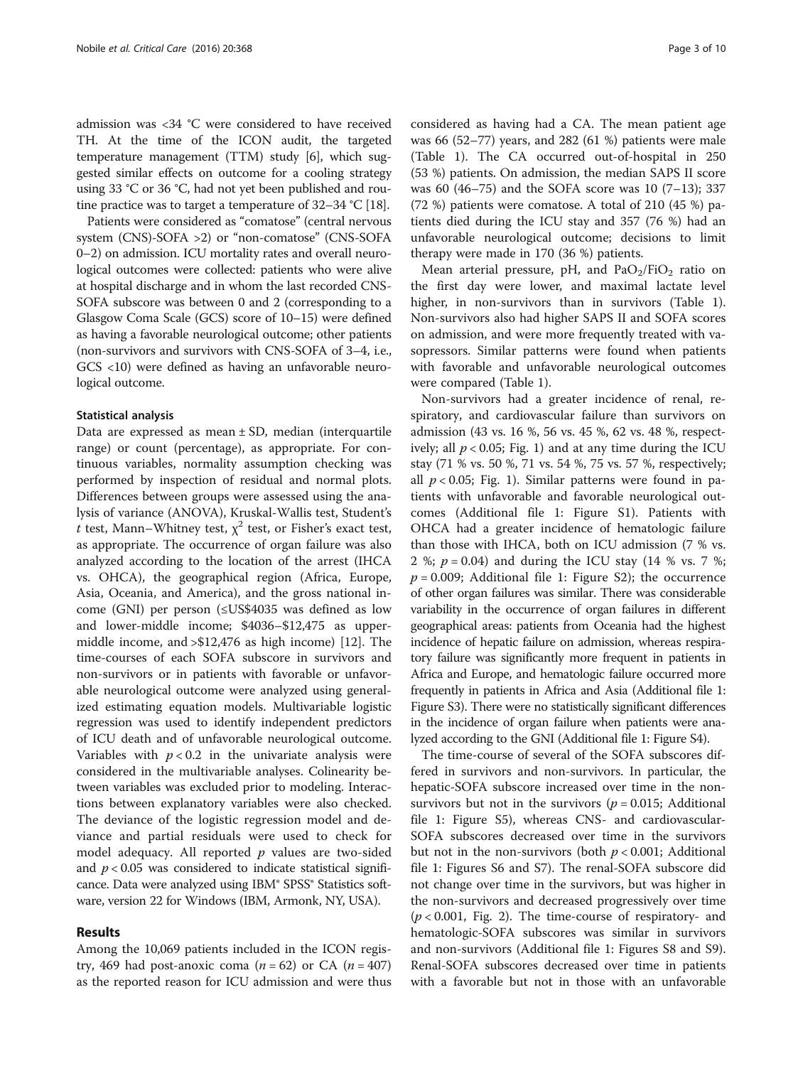admission was <34 °C were considered to have received TH. At the time of the ICON audit, the targeted temperature management (TTM) study [6], which suggested similar effects on outcome for a cooling strategy using 33 °C or 36 °C, had not yet been published and routine practice was to target a temperature of 32–34 °C [18].

Patients were considered as "comatose" (central nervous system (CNS)-SOFA >2) or "non-comatose" (CNS-SOFA 0–2) on admission. ICU mortality rates and overall neurological outcomes were collected: patients who were alive at hospital discharge and in whom the last recorded CNS-SOFA subscore was between 0 and 2 (corresponding to a Glasgow Coma Scale (GCS) score of 10–15) were defined as having a favorable neurological outcome; other patients (non-survivors and survivors with CNS-SOFA of 3–4, i.e., GCS <10) were defined as having an unfavorable neurological outcome.

### Statistical analysis

Data are expressed as mean ± SD, median (interquartile range) or count (percentage), as appropriate. For continuous variables, normality assumption checking was performed by inspection of residual and normal plots. Differences between groups were assessed using the analysis of variance (ANOVA), Kruskal-Wallis test, Student's $t$ test, Mann–Whitney test, $\chi^2$ test, or Fisher's exact test, as appropriate. The occurrence of organ failure was also analyzed according to the location of the arrest (IHCA vs. OHCA), the geographical region (Africa, Europe, Asia, Oceania, and America), and the gross national income (GNI) per person (≤US$4035 was defined as low and lower-middle income; $4036–$12,475 as upper-middle income, and >$12,476 as high income) [12]. The time-courses of each SOFA subscore in survivors and non-survivors or in patients with favorable or unfavorable neurological outcome were analyzed using generalized estimating equation models. Multivariable logistic regression was used to identify independent predictors of ICU death and of unfavorable neurological outcome. Variables with $p < 0.2$ in the univariate analysis were considered in the multivariable analyses. Colinearity between variables was excluded prior to modeling. Interactions between explanatory variables were also checked. The deviance of the logistic regression model and deviance and partial residuals were used to check for model adequacy. All reported $p$ values are two-sided and $p < 0.05$ was considered to indicate statistical significance. Data were analyzed using IBM® SPSS® Statistics software, version 22 for Windows (IBM, Armonk, NY, USA).

## Results

Among the 10,069 patients included in the ICON registry, 469 had post-anoxic coma ($n = 62$) or CA ($n = 407$) as the reported reason for ICU admission and were thus considered as having had a CA. The mean patient age was 66 (52–77) years, and 282 (61 %) patients were male (Table 1). The CA occurred out-of-hospital in 250 (53 %) patients. On admission, the median SAPS II score was 60 (46–75) and the SOFA score was 10 (7–13); 337 (72 %) patients were comatose. A total of 210 (45 %) patients died during the ICU stay and 357 (76 %) had an unfavorable neurological outcome; decisions to limit therapy were made in 170 (36 %) patients.

Mean arterial pressure, pH, and $PaO_2/FiO_2$ ratio on the first day were lower, and maximal lactate level higher, in non-survivors than in survivors (Table 1). Non-survivors also had higher SAPS II and SOFA scores on admission, and were more frequently treated with vasopressors. Similar patterns were found when patients with favorable and unfavorable neurological outcomes were compared (Table 1).

Non-survivors had a greater incidence of renal, respiratory, and cardiovascular failure than survivors on admission (43 vs. 16 %, 56 vs. 45 %, 62 vs. 48 %, respectively; all $p < 0.05$; Fig. 1) and at any time during the ICU stay (71 % vs. 50 %, 71 vs. 54 %, 75 vs. 57 %, respectively; all $p < 0.05$; Fig. 1). Similar patterns were found in patients with unfavorable and favorable neurological outcomes (Additional file 1: Figure S1). Patients with OHCA had a greater incidence of hematologic failure than those with IHCA, both on ICU admission (7 % vs. 2 %; $p = 0.04$) and during the ICU stay (14 % vs. 7 %; $p = 0.009$; Additional file 1: Figure S2); the occurrence of other organ failures was similar. There was considerable variability in the occurrence of organ failures in different geographical areas: patients from Oceania had the highest incidence of hepatic failure on admission, whereas respiratory failure was significantly more frequent in patients in Africa and Europe, and hematologic failure occurred more frequently in patients in Africa and Asia (Additional file 1: Figure S3). There were no statistically significant differences in the incidence of organ failure when patients were analyzed according to the GNI (Additional file 1: Figure S4).

The time-course of several of the SOFA subscores differed in survivors and non-survivors. In particular, the hepatic-SOFA subscore increased over time in the non-survivors but not in the survivors ($p = 0.015$; Additional file 1: Figure S5), whereas CNS- and cardiovascular-SOFA subscores decreased over time in the survivors but not in the non-survivors (both $p < 0.001$; Additional file 1: Figures S6 and S7). The renal-SOFA subscore did not change over time in the survivors, but was higher in the non-survivors and decreased progressively over time ($p < 0.001$, Fig. 2). The time-course of respiratory- and hematologic-SOFA subscores was similar in survivors and non-survivors (Additional file 1: Figures S8 and S9). Renal-SOFA subscores decreased over time in patients with a favorable but not in those with an unfavorable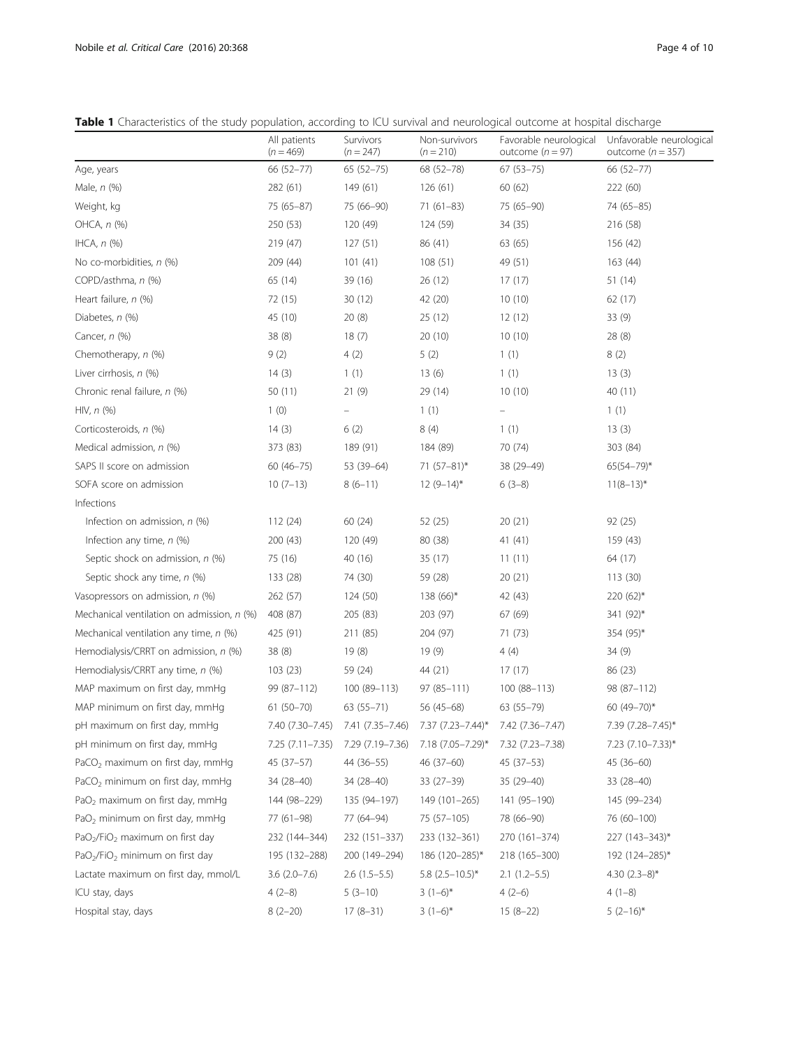**Table 1** Characteristics of the study population, according to ICU survival and neurological outcome at hospital discharge

| | All patients ($n = 469$) | Survivors ($n = 247$) | Non-survivors ($n = 210$) | Favorable neurological outcome ($n = 97$) | Unfavorable neurological outcome ($n = 357$) |
|---|---|---|---|---|---|
| Age, years | 66 (52–77) | 65 (52–75) | 68 (52–78) | 67 (53–75) | 66 (52–77) |
| Male, *n* (%) | 282 (61) | 149 (61) | 126 (61) | 60 (62) | 222 (60) |
| Weight, kg | 75 (65–87) | 75 (66–90) | 71 (61–83) | 75 (65–90) | 74 (65–85) |
| OHCA, *n* (%) | 250 (53) | 120 (49) | 124 (59) | 34 (35) | 216 (58) |
| IHCA, *n* (%) | 219 (47) | 127 (51) | 86 (41) | 63 (65) | 156 (42) |
| No co-morbidities, *n* (%) | 209 (44) | 101 (41) | 108 (51) | 49 (51) | 163 (44) |
| COPD/asthma, *n* (%) | 65 (14) | 39 (16) | 26 (12) | 17 (17) | 51 (14) |
| Heart failure, *n* (%) | 72 (15) | 30 (12) | 42 (20) | 10 (10) | 62 (17) |
| Diabetes, *n* (%) | 45 (10) | 20 (8) | 25 (12) | 12 (12) | 33 (9) |
| Cancer, *n* (%) | 38 (8) | 18 (7) | 20 (10) | 10 (10) | 28 (8) |
| Chemotherapy, *n* (%) | 9 (2) | 4 (2) | 5 (2) | 1 (1) | 8 (2) |
| Liver cirrhosis, *n* (%) | 14 (3) | 1 (1) | 13 (6) | 1 (1) | 13 (3) |
| Chronic renal failure, *n* (%) | 50 (11) | 21 (9) | 29 (14) | 10 (10) | 40 (11) |
| HIV, *n* (%) | 1 (0) | – | 1 (1) | – | 1 (1) |
| Corticosteroids, *n* (%) | 14 (3) | 6 (2) | 8 (4) | 1 (1) | 13 (3) |
| Medical admission, *n* (%) | 373 (83) | 189 (91) | 184 (89) | 70 (74) | 303 (84) |
| SAPS II score on admission | 60 (46–75) | 53 (39–64) | 71 (57–81)* | 38 (29–49) | 65(54–79)* |
| SOFA score on admission | 10 (7–13) | 8 (6–11) | 12 (9–14)* | 6 (3–8) | 11(8–13)* |
| Infections | | | | | |
| Infection on admission, *n* (%) | 112 (24) | 60 (24) | 52 (25) | 20 (21) | 92 (25) |
| Infection any time, *n* (%) | 200 (43) | 120 (49) | 80 (38) | 41 (41) | 159 (43) |
| Septic shock on admission, *n* (%) | 75 (16) | 40 (16) | 35 (17) | 11 (11) | 64 (17) |
| Septic shock any time, *n* (%) | 133 (28) | 74 (30) | 59 (28) | 20 (21) | 113 (30) |
| Vasopressors on admission, *n* (%) | 262 (57) | 124 (50) | 138 (66)* | 42 (43) | 220 (62)* |
| Mechanical ventilation on admission, *n* (%) | 408 (87) | 205 (83) | 203 (97) | 67 (69) | 341 (92)* |
| Mechanical ventilation any time, *n* (%) | 425 (91) | 211 (85) | 204 (97) | 71 (73) | 354 (95)* |
| Hemodialysis/CRRT on admission, *n* (%) | 38 (8) | 19 (8) | 19 (9) | 4 (4) | 34 (9) |
| Hemodialysis/CRRT any time, *n* (%) | 103 (23) | 59 (24) | 44 (21) | 17 (17) | 86 (23) |
| MAP maximum on first day, mmHg | 99 (87–112) | 100 (89–113) | 97 (85–111) | 100 (88–113) | 98 (87–112) |
| MAP minimum on first day, mmHg | 61 (50–70) | 63 (55–71) | 56 (45–68) | 63 (55–79) | 60 (49–70)* |
| pH maximum on first day, mmHg | 7.40 (7.30–7.45) | 7.41 (7.35–7.46) | 7.37 (7.23–7.44)* | 7.42 (7.36–7.47) | 7.39 (7.28–7.45)* |
| pH minimum on first day, mmHg | 7.25 (7.11–7.35) | 7.29 (7.19–7.36) | 7.18 (7.05–7.29)* | 7.32 (7.23–7.38) | 7.23 (7.10–7.33)* |
| $PaCO_2$ maximum on first day, mmHg | 45 (37–57) | 44 (36–55) | 46 (37–60) | 45 (37–53) | 45 (36–60) |
| $PaCO_2$ minimum on first day, mmHg | 34 (28–40) | 34 (28–40) | 33 (27–39) | 35 (29–40) | 33 (28–40) |
| $PaO_2$ maximum on first day, mmHg | 144 (98–229) | 135 (94–197) | 149 (101–265) | 141 (95–190) | 145 (99–234) |
| $PaO_2$ minimum on first day, mmHg | 77 (61–98) | 77 (64–94) | 75 (57–105) | 78 (66–90) | 76 (60–100) |
| $PaO_2/FiO_2$ maximum on first day | 232 (144–344) | 232 (151–337) | 233 (132–361) | 270 (161–374) | 227 (143–343)* |
| $PaO_2/FiO_2$ minimum on first day | 195 (132–288) | 200 (149–294) | 186 (120–285)* | 218 (165–300) | 192 (124–285)* |
| Lactate maximum on first day, mmol/L | 3.6 (2.0–7.6) | 2.6 (1.5–5.5) | 5.8 (2.5–10.5)* | 2.1 (1.2–5.5) | 4.30 (2.3–8)* |
| ICU stay, days | 4 (2–8) | 5 (3–10) | 3 (1–6)* | 4 (2–6) | 4 (1–8) |
| Hospital stay, days | 8 (2–20) | 17 (8–31) | 3 (1–6)* | 15 (8–22) | 5 (2–16)* |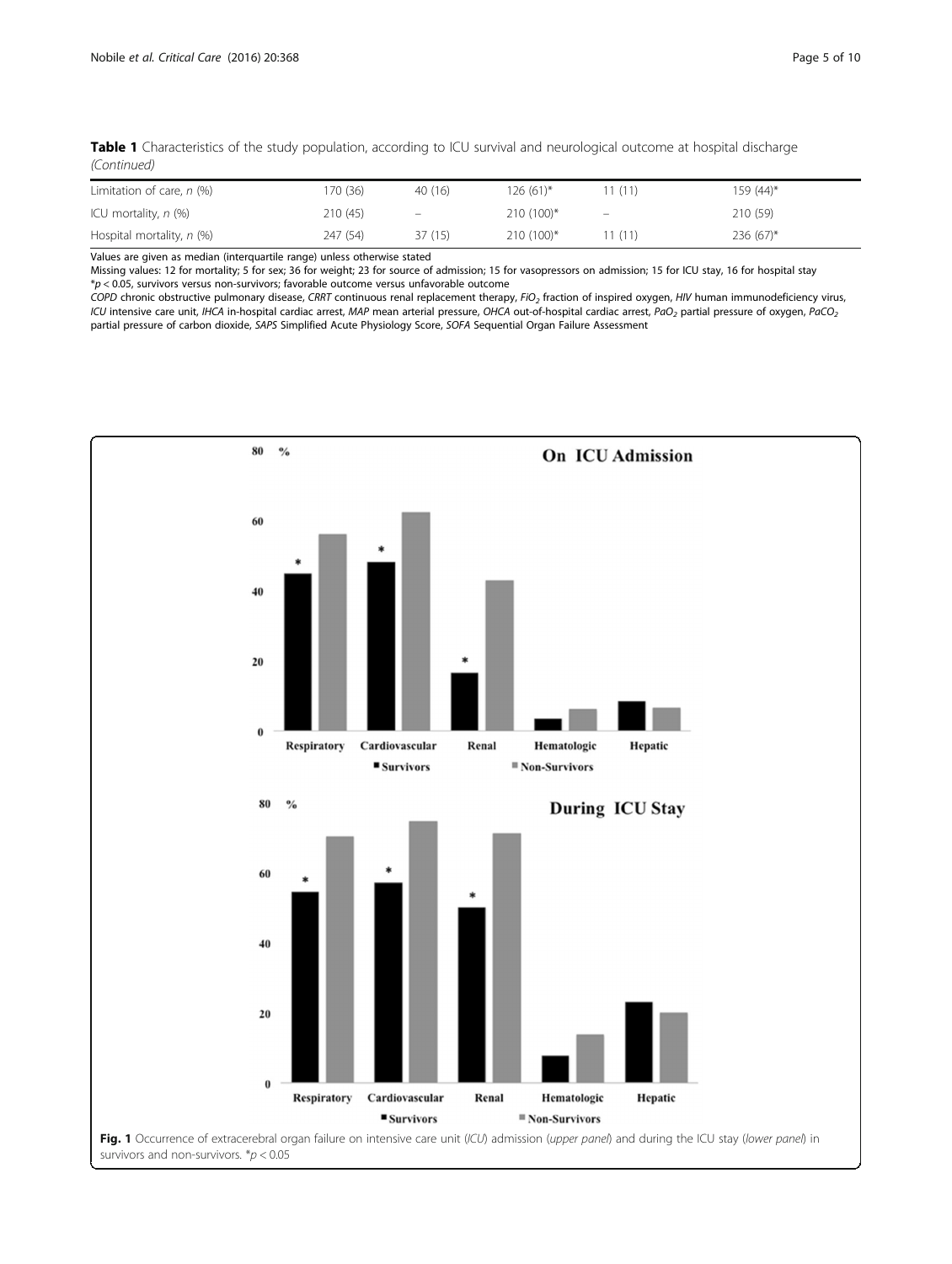**Table 1** Characteristics of the study population, according to ICU survival and neurological outcome at hospital discharge *(Continued)*

| | | | | | |
|---|---|---|---|---|---|
| Limitation of care, *n* (%) | 170 (36) | 40 (16) | 126 (61)* | 11 (11) | 159 (44)* |
| ICU mortality, *n* (%) | 210 (45) | – | 210 (100)* | – | 210 (59) |
| Hospital mortality, *n* (%) | 247 (54) | 37 (15) | 210 (100)* | 11 (11) | 236 (67)* |

Values are given as median (interquartile range) unless otherwise stated
Missing values: 12 for mortality; 5 for sex; 36 for weight; 23 for source of admission; 15 for vasopressors on admission; 15 for ICU stay, 16 for hospital stay
*$p < 0.05$, survivors versus non-survivors; favorable outcome versus unfavorable outcome
*COPD* chronic obstructive pulmonary disease, *CRRT* continuous renal replacement therapy, $FiO_2$ fraction of inspired oxygen, *HIV* human immunodeficiency virus, *ICU* intensive care unit, *IHCA* in-hospital cardiac arrest, *MAP* mean arterial pressure, *OHCA* out-of-hospital cardiac arrest, $PaO_2$ partial pressure of oxygen, $PaCO_2$ partial pressure of carbon dioxide, *SAPS* Simplified Acute Physiology Score, *SOFA* Sequential Organ Failure Assessment

**Fig. 1** Occurrence of extracerebral organ failure on intensive care unit (*ICU*) admission (*upper panel*) and during the ICU stay (*lower panel*) in survivors and non-survivors. *$p < 0.05$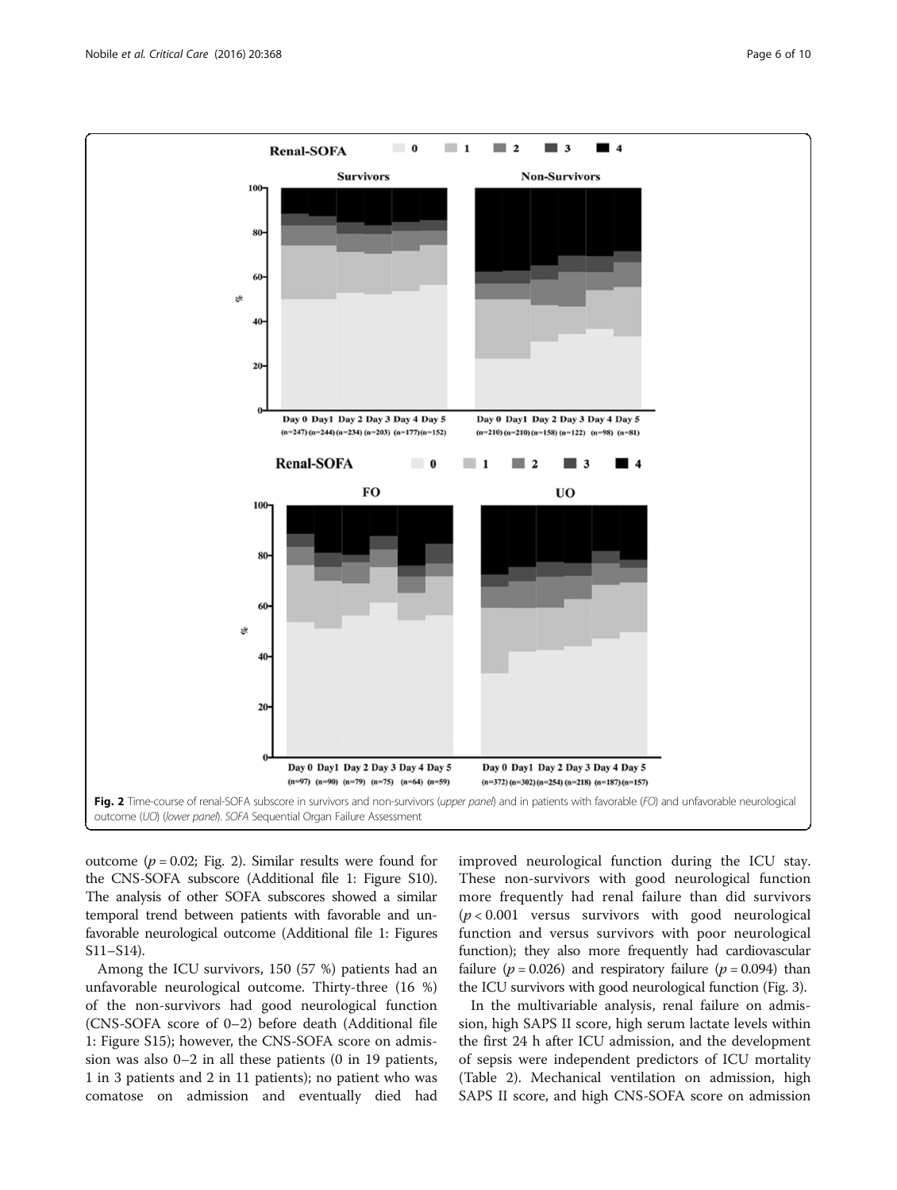Fig. 2 Time-course of renal-SOFA subscore in survivors and non-survivors (*upper panel*) and in patients with favorable (*FO*) and unfavorable neurological outcome (*UO*) (*lower panel*). *SOFA* Sequential Organ Failure Assessment

outcome ($p = 0.02$; Fig. 2). Similar results were found for the CNS-SOFA subscore (Additional file 1: Figure S10). The analysis of other SOFA subscores showed a similar temporal trend between patients with favorable and unfavorable neurological outcome (Additional file 1: Figures S11–S14).

Among the ICU survivors, 150 (57 %) patients had an unfavorable neurological outcome. Thirty-three (16 %) of the non-survivors had good neurological function (CNS-SOFA score of 0–2) before death (Additional file 1: Figure S15); however, the CNS-SOFA score on admission was also 0–2 in all these patients (0 in 19 patients, 1 in 3 patients and 2 in 11 patients); no patient who was comatose on admission and eventually died had improved neurological function during the ICU stay. These non-survivors with good neurological function more frequently had renal failure than did survivors ($p < 0.001$ versus survivors with good neurological function and versus survivors with poor neurological function); they also more frequently had cardiovascular failure ($p = 0.026$) and respiratory failure ($p = 0.094$) than the ICU survivors with good neurological function (Fig. 3).

In the multivariable analysis, renal failure on admission, high SAPS II score, high serum lactate levels within the first 24 h after ICU admission, and the development of sepsis were independent predictors of ICU mortality (Table 2). Mechanical ventilation on admission, high SAPS II score, and high CNS-SOFA score on admission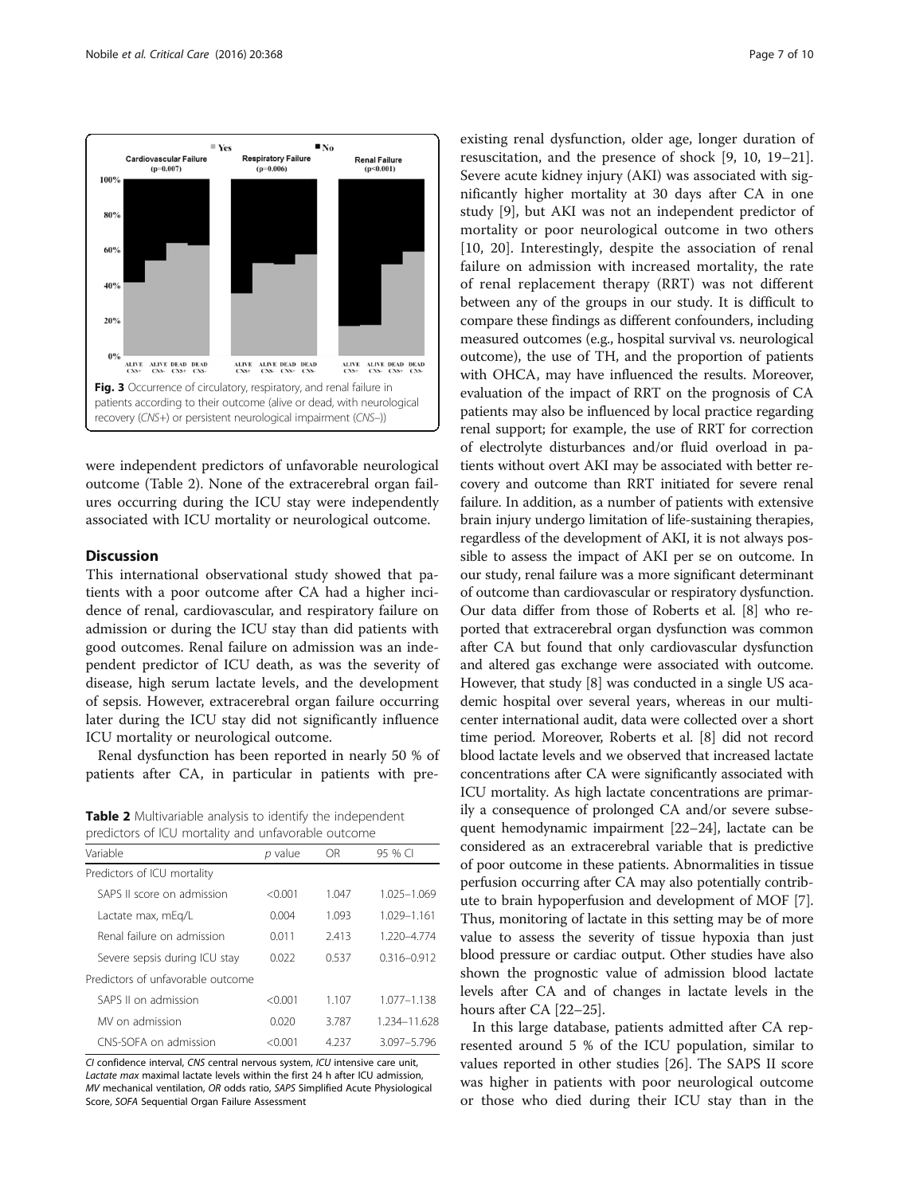**Fig. 3** Occurrence of circulatory, respiratory, and renal failure in patients according to their outcome (alive or dead, with neurological recovery (*CNS+*) or persistent neurological impairment (*CNS–*))

were independent predictors of unfavorable neurological outcome (Table 2). None of the extracerebral organ failures occurring during the ICU stay were independently associated with ICU mortality or neurological outcome.

## Discussion

This international observational study showed that patients with a poor outcome after CA had a higher incidence of renal, cardiovascular, and respiratory failure on admission or during the ICU stay than did patients with good outcomes. Renal failure on admission was an independent predictor of ICU death, as was the severity of disease, high serum lactate levels, and the development of sepsis. However, extracerebral organ failure occurring later during the ICU stay did not significantly influence ICU mortality or neurological outcome.

Renal dysfunction has been reported in nearly 50 % of patients after CA, in particular in patients with pre-existing renal dysfunction, older age, longer duration of resuscitation, and the presence of shock [9, 10, 19–21]. Severe acute kidney injury (AKI) was associated with significantly higher mortality at 30 days after CA in one study [9], but AKI was not an independent predictor of mortality or poor neurological outcome in two others [10, 20]. Interestingly, despite the association of renal failure on admission with increased mortality, the rate of renal replacement therapy (RRT) was not different between any of the groups in our study. It is difficult to compare these findings as different confounders, including measured outcomes (e.g., hospital survival vs. neurological outcome), the use of TH, and the proportion of patients with OHCA, may have influenced the results. Moreover, evaluation of the impact of RRT on the prognosis of CA patients may also be influenced by local practice regarding renal support; for example, the use of RRT for correction of electrolyte disturbances and/or fluid overload in patients without overt AKI may be associated with better recovery and outcome than RRT initiated for severe renal failure. In addition, as a number of patients with extensive brain injury undergo limitation of life-sustaining therapies, regardless of the development of AKI, it is not always possible to assess the impact of AKI per se on outcome. In our study, renal failure was a more significant determinant of outcome than cardiovascular or respiratory dysfunction. Our data differ from those of Roberts et al. [8] who reported that extracerebral organ dysfunction was common after CA but found that only cardiovascular dysfunction and altered gas exchange were associated with outcome. However, that study [8] was conducted in a single US academic hospital over several years, whereas in our multicenter international audit, data were collected over a short time period. Moreover, Roberts et al. [8] did not record blood lactate levels and we observed that increased lactate concentrations after CA were significantly associated with ICU mortality. As high lactate concentrations are primarily a consequence of prolonged CA and/or severe subsequent hemodynamic impairment [22–24], lactate can be considered as an extracerebral variable that is predictive of poor outcome in these patients. Abnormalities in tissue perfusion occurring after CA may also potentially contribute to brain hypoperfusion and development of MOF [7]. Thus, monitoring of lactate in this setting may be of more value to assess the severity of tissue hypoxia than just blood pressure or cardiac output. Other studies have also shown the prognostic value of admission blood lactate levels after CA and of changes in lactate levels in the hours after CA [22–25].

In this large database, patients admitted after CA represented around 5 % of the ICU population, similar to values reported in other studies [26]. The SAPS II score was higher in patients with poor neurological outcome or those who died during their ICU stay than in the

**Table 2** Multivariable analysis to identify the independent predictors of ICU mortality and unfavorable outcome

| Variable | *p* value | OR | 95 % CI |
|---|---|---|---|
| Predictors of ICU mortality | | | |
| SAPS II score on admission | <0.001 | 1.047 | 1.025–1.069 |
| Lactate max, mEq/L | 0.004 | 1.093 | 1.029–1.161 |
| Renal failure on admission | 0.011 | 2.413 | 1.220–4.774 |
| Severe sepsis during ICU stay | 0.022 | 0.537 | 0.316–0.912 |
| Predictors of unfavorable outcome | | | |
| SAPS II on admission | <0.001 | 1.107 | 1.077–1.138 |
| MV on admission | 0.020 | 3.787 | 1.234–11.628 |
| CNS-SOFA on admission | <0.001 | 4.237 | 3.097–5.796 |

*CI* confidence interval, *CNS* central nervous system, *ICU* intensive care unit, *Lactate max* maximal lactate levels within the first 24 h after ICU admission, *MV* mechanical ventilation, *OR* odds ratio, *SAPS* Simplified Acute Physiological Score, *SOFA* Sequential Organ Failure Assessment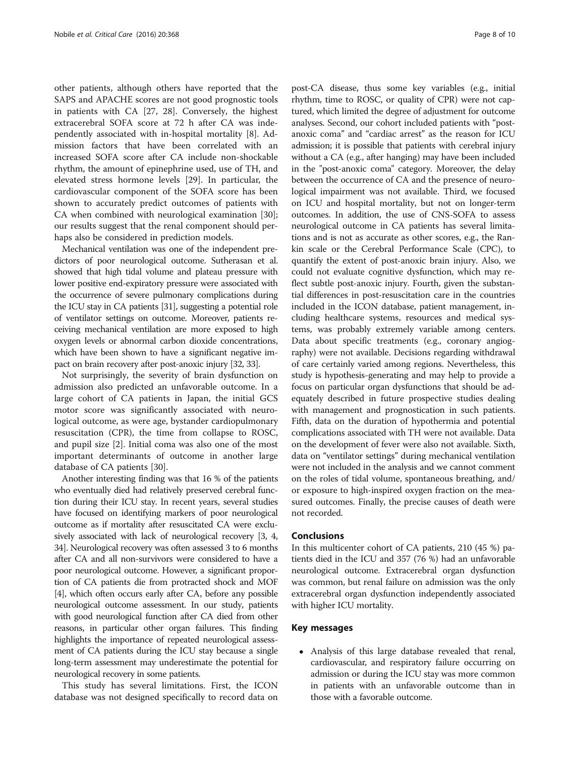other patients, although others have reported that the SAPS and APACHE scores are not good prognostic tools in patients with CA [27, 28]. Conversely, the highest extracerebral SOFA score at 72 h after CA was independently associated with in-hospital mortality [8]. Admission factors that have been correlated with an increased SOFA score after CA include non-shockable rhythm, the amount of epinephrine used, use of TH, and elevated stress hormone levels [29]. In particular, the cardiovascular component of the SOFA score has been shown to accurately predict outcomes of patients with CA when combined with neurological examination [30]; our results suggest that the renal component should perhaps also be considered in prediction models.

Mechanical ventilation was one of the independent predictors of poor neurological outcome. Sutherasan et al. showed that high tidal volume and plateau pressure with lower positive end-expiratory pressure were associated with the occurrence of severe pulmonary complications during the ICU stay in CA patients [31], suggesting a potential role of ventilator settings on outcome. Moreover, patients receiving mechanical ventilation are more exposed to high oxygen levels or abnormal carbon dioxide concentrations, which have been shown to have a significant negative impact on brain recovery after post-anoxic injury [32, 33].

Not surprisingly, the severity of brain dysfunction on admission also predicted an unfavorable outcome. In a large cohort of CA patients in Japan, the initial GCS motor score was significantly associated with neurological outcome, as were age, bystander cardiopulmonary resuscitation (CPR), the time from collapse to ROSC, and pupil size [2]. Initial coma was also one of the most important determinants of outcome in another large database of CA patients [30].

Another interesting finding was that 16 % of the patients who eventually died had relatively preserved cerebral function during their ICU stay. In recent years, several studies have focused on identifying markers of poor neurological outcome as if mortality after resuscitated CA were exclusively associated with lack of neurological recovery [3, 4, 34]. Neurological recovery was often assessed 3 to 6 months after CA and all non-survivors were considered to have a poor neurological outcome. However, a significant proportion of CA patients die from protracted shock and MOF [4], which often occurs early after CA, before any possible neurological outcome assessment. In our study, patients with good neurological function after CA died from other reasons, in particular other organ failures. This finding highlights the importance of repeated neurological assessment of CA patients during the ICU stay because a single long-term assessment may underestimate the potential for neurological recovery in some patients.

This study has several limitations. First, the ICON database was not designed specifically to record data on post-CA disease, thus some key variables (e.g., initial rhythm, time to ROSC, or quality of CPR) were not captured, which limited the degree of adjustment for outcome analyses. Second, our cohort included patients with "post-anoxic coma" and "cardiac arrest" as the reason for ICU admission; it is possible that patients with cerebral injury without a CA (e.g., after hanging) may have been included in the "post-anoxic coma" category. Moreover, the delay between the occurrence of CA and the presence of neurological impairment was not available. Third, we focused on ICU and hospital mortality, but not on longer-term outcomes. In addition, the use of CNS-SOFA to assess neurological outcome in CA patients has several limitations and is not as accurate as other scores, e.g., the Rankin scale or the Cerebral Performance Scale (CPC), to quantify the extent of post-anoxic brain injury. Also, we could not evaluate cognitive dysfunction, which may reflect subtle post-anoxic injury. Fourth, given the substantial differences in post-resuscitation care in the countries included in the ICON database, patient management, including healthcare systems, resources and medical systems, was probably extremely variable among centers. Data about specific treatments (e.g., coronary angiography) were not available. Decisions regarding withdrawal of care certainly varied among regions. Nevertheless, this study is hypothesis-generating and may help to provide a focus on particular organ dysfunctions that should be adequately described in future prospective studies dealing with management and prognostication in such patients. Fifth, data on the duration of hypothermia and potential complications associated with TH were not available. Data on the development of fever were also not available. Sixth, data on "ventilator settings" during mechanical ventilation were not included in the analysis and we cannot comment on the roles of tidal volume, spontaneous breathing, and/or exposure to high-inspired oxygen fraction on the measured outcomes. Finally, the precise causes of death were not recorded.

## Conclusions

In this multicenter cohort of CA patients, 210 (45 %) patients died in the ICU and 357 (76 %) had an unfavorable neurological outcome. Extracerebral organ dysfunction was common, but renal failure on admission was the only extracerebral organ dysfunction independently associated with higher ICU mortality.

## Key messages

- Analysis of this large database revealed that renal, cardiovascular, and respiratory failure occurring on admission or during the ICU stay was more common in patients with an unfavorable outcome than in those with a favorable outcome.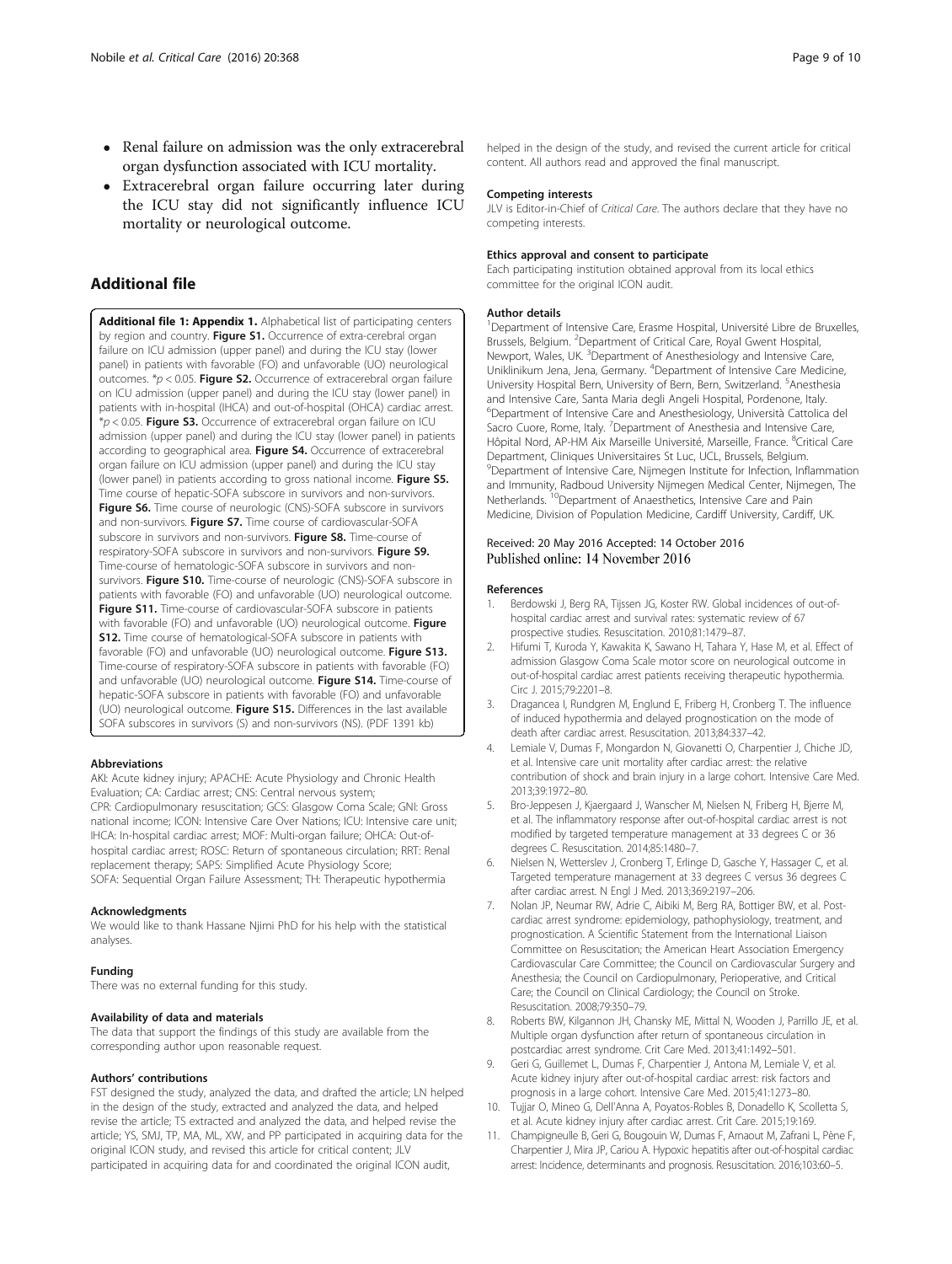- Renal failure on admission was the only extracerebral organ dysfunction associated with ICU mortality.
- Extracerebral organ failure occurring later during the ICU stay did not significantly influence ICU mortality or neurological outcome.

## Additional file

**Additional file 1: Appendix 1.** Alphabetical list of participating centers by region and country. **Figure S1.** Occurrence of extra-cerebral organ failure on ICU admission (upper panel) and during the ICU stay (lower panel) in patients with favorable (FO) and unfavorable (UO) neurological outcomes. *$p < 0.05$. **Figure S2.** Occurrence of extracerebral organ failure on ICU admission (upper panel) and during the ICU stay (lower panel) in patients with in-hospital (IHCA) and out-of-hospital (OHCA) cardiac arrest. *$p < 0.05$. **Figure S3.** Occurrence of extracerebral organ failure on ICU admission (upper panel) and during the ICU stay (lower panel) in patients according to geographical area. **Figure S4.** Occurrence of extracerebral organ failure on ICU admission (upper panel) and during the ICU stay (lower panel) in patients according to gross national income. **Figure S5.** Time course of hepatic-SOFA subscore in survivors and non-survivors. **Figure S6.** Time course of neurologic (CNS)-SOFA subscore in survivors and non-survivors. **Figure S7.** Time course of cardiovascular-SOFA subscore in survivors and non-survivors. **Figure S8.** Time-course of respiratory-SOFA subscore in survivors and non-survivors. **Figure S9.** Time-course of hematologic-SOFA subscore in survivors and non-survivors. **Figure S10.** Time-course of neurologic (CNS)-SOFA subscore in patients with favorable (FO) and unfavorable (UO) neurological outcome. **Figure S11.** Time-course of cardiovascular-SOFA subscore in patients with favorable (FO) and unfavorable (UO) neurological outcome. **Figure S12.** Time course of hematological-SOFA subscore in patients with favorable (FO) and unfavorable (UO) neurological outcome. **Figure S13.** Time-course of respiratory-SOFA subscore in patients with favorable (FO) and unfavorable (UO) neurological outcome. **Figure S14.** Time-course of hepatic-SOFA subscore in patients with favorable (FO) and unfavorable (UO) neurological outcome. **Figure S15.** Differences in the last available SOFA subscores in survivors (S) and non-survivors (NS). (PDF 1391 kb)

#### Abbreviations

AKI: Acute kidney injury; APACHE: Acute Physiology and Chronic Health Evaluation; CA: Cardiac arrest; CNS: Central nervous system; CPR: Cardiopulmonary resuscitation; GCS: Glasgow Coma Scale; GNI: Gross national income; ICON: Intensive Care Over Nations; ICU: Intensive care unit; IHCA: In-hospital cardiac arrest; MOF: Multi-organ failure; OHCA: Out-of-hospital cardiac arrest; ROSC: Return of spontaneous circulation; RRT: Renal replacement therapy; SAPS: Simplified Acute Physiology Score; SOFA: Sequential Organ Failure Assessment; TH: Therapeutic hypothermia

#### Acknowledgments

We would like to thank Hassane Njimi PhD for his help with the statistical analyses.

#### Funding

There was no external funding for this study.

#### Availability of data and materials

The data that support the findings of this study are available from the corresponding author upon reasonable request.

#### Authors' contributions

FST designed the study, analyzed the data, and drafted the article; LN helped in the design of the study, extracted and analyzed the data, and helped revise the article; TS extracted and analyzed the data, and helped revise the article; YS, SMJ, TP, MA, ML, XW, and PP participated in acquiring data for the original ICON study, and revised this article for critical content; JLV participated in acquiring data for and coordinated the original ICON audit, helped in the design of the study, and revised the current article for critical content. All authors read and approved the final manuscript.

#### Competing interests

JLV is Editor-in-Chief of *Critical Care*. The authors declare that they have no competing interests.

#### Ethics approval and consent to participate

Each participating institution obtained approval from its local ethics committee for the original ICON audit.

#### Author details

[1]Department of Intensive Care, Erasme Hospital, Université Libre de Bruxelles, Brussels, Belgium. [2]Department of Critical Care, Royal Gwent Hospital, Newport, Wales, UK. [3]Department of Anesthesiology and Intensive Care, Uniklinikum Jena, Jena, Germany. [4]Department of Intensive Care Medicine, University Hospital Bern, University of Bern, Bern, Switzerland. [5]Anesthesia and Intensive Care, Santa Maria degli Angeli Hospital, Pordenone, Italy. [6]Department of Intensive Care and Anesthesiology, Università Cattolica del Sacro Cuore, Rome, Italy. [7]Department of Anesthesia and Intensive Care, Hôpital Nord, AP-HM Aix Marseille Université, Marseille, France. [8]Critical Care Department, Cliniques Universitaires St Luc, UCL, Brussels, Belgium. [9]Department of Intensive Care, Nijmegen Institute for Infection, Inflammation and Immunity, Radboud University Nijmegen Medical Center, Nijmegen, The Netherlands. [10]Department of Anaesthetics, Intensive Care and Pain Medicine, Division of Population Medicine, Cardiff University, Cardiff, UK.

Received: 20 May 2016 Accepted: 14 October 2016
Published online: 14 November 2016

#### References

1. Berdowski J, Berg RA, Tijssen JG, Koster RW. Global incidences of out-of-hospital cardiac arrest and survival rates: systematic review of 67 prospective studies. Resuscitation. 2010;81:1479–87.
2. Hifumi T, Kuroda Y, Kawakita K, Sawano H, Tahara Y, Hase M, et al. Effect of admission Glasgow Coma Scale motor score on neurological outcome in out-of-hospital cardiac arrest patients receiving therapeutic hypothermia. Circ J. 2015;79:2201–8.
3. Dragancea I, Rundgren M, Englund E, Friberg H, Cronberg T. The influence of induced hypothermia and delayed prognostication on the mode of death after cardiac arrest. Resuscitation. 2013;84:337–42.
4. Lemiale V, Dumas F, Mongardon N, Giovanetti O, Charpentier J, Chiche JD, et al. Intensive care unit mortality after cardiac arrest: the relative contribution of shock and brain injury in a large cohort. Intensive Care Med. 2013;39:1972–80.
5. Bro-Jeppesen J, Kjaergaard J, Wanscher M, Nielsen N, Friberg H, Bjerre M, et al. The inflammatory response after out-of-hospital cardiac arrest is not modified by targeted temperature management at 33 degrees C or 36 degrees C. Resuscitation. 2014;85:1480–7.
6. Nielsen N, Wetterslev J, Cronberg T, Erlinge D, Gasche Y, Hassager C, et al. Targeted temperature management at 33 degrees C versus 36 degrees C after cardiac arrest. N Engl J Med. 2013;369:2197–206.
7. Nolan JP, Neumar RW, Adrie C, Aibiki M, Berg RA, Bottiger BW, et al. Post-cardiac arrest syndrome: epidemiology, pathophysiology, treatment, and prognostication. A Scientific Statement from the International Liaison Committee on Resuscitation; the American Heart Association Emergency Cardiovascular Care Committee; the Council on Cardiovascular Surgery and Anesthesia; the Council on Cardiopulmonary, Perioperative, and Critical Care; the Council on Clinical Cardiology; the Council on Stroke. Resuscitation. 2008;79:350–79.
8. Roberts BW, Kilgannon JH, Chansky ME, Mittal N, Wooden J, Parrillo JE, et al. Multiple organ dysfunction after return of spontaneous circulation in postcardiac arrest syndrome. Crit Care Med. 2013;41:1492–501.
9. Geri G, Guillemet L, Dumas F, Charpentier J, Antona M, Lemiale V, et al. Acute kidney injury after out-of-hospital cardiac arrest: risk factors and prognosis in a large cohort. Intensive Care Med. 2015;41:1273–80.
10. Tujjar O, Mineo G, Dell'Anna A, Poyatos-Robles B, Donadello K, Scolletta S, et al. Acute kidney injury after cardiac arrest. Crit Care. 2015;19:169.
11. Champigneulle B, Geri G, Bougouin W, Dumas F, Arnaout M, Zafrani L, Pène F, Charpentier J, Mira JP, Cariou A. Hypoxic hepatitis after out-of-hospital cardiac arrest: Incidence, determinants and prognosis. Resuscitation. 2016;103:60–5.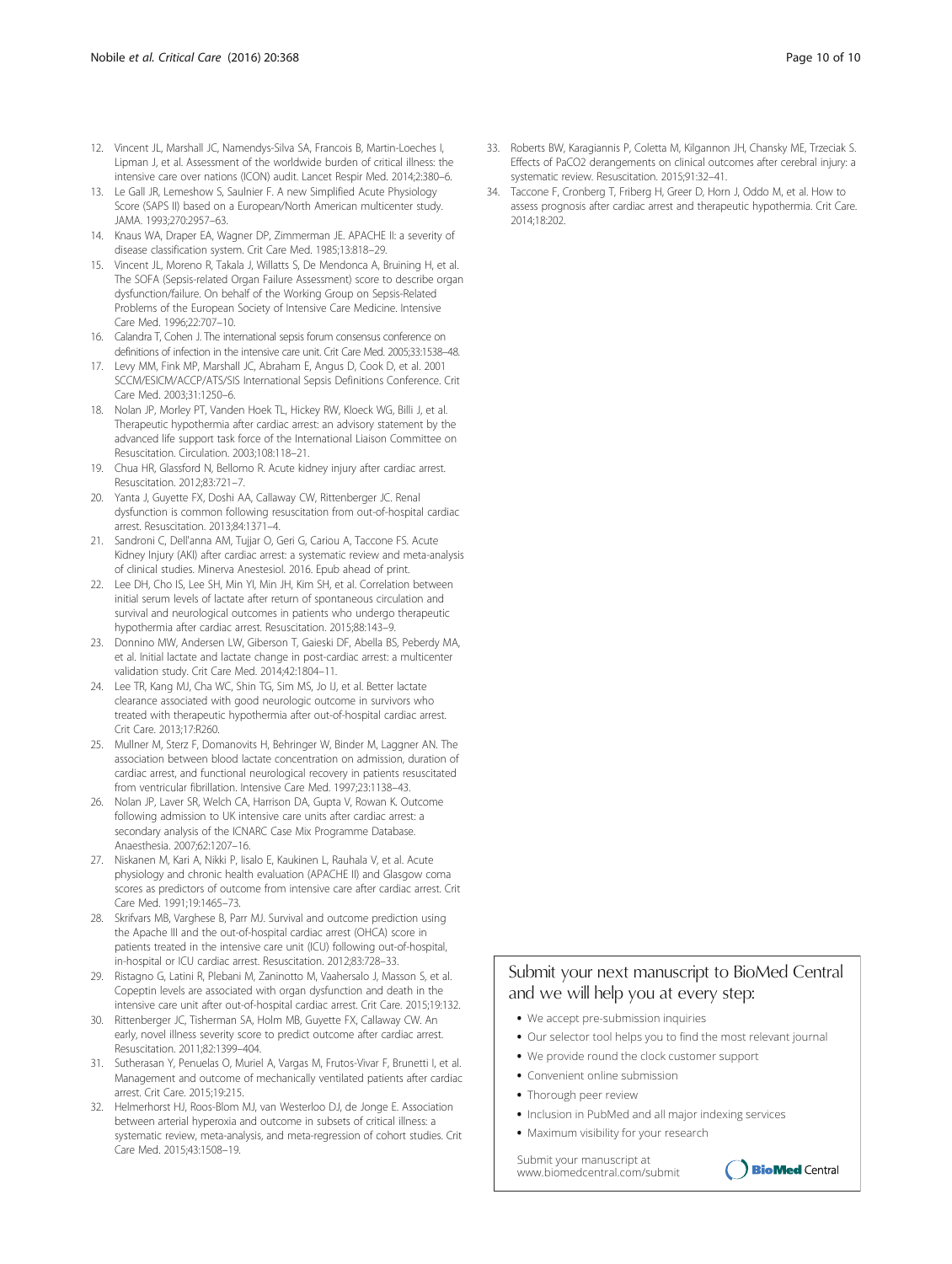12. Vincent JL, Marshall JC, Namendys-Silva SA, Francois B, Martin-Loeches I, Lipman J, et al. Assessment of the worldwide burden of critical illness: the intensive care over nations (ICON) audit. Lancet Respir Med. 2014;2:380–6.
13. Le Gall JR, Lemeshow S, Saulnier F. A new Simplified Acute Physiology Score (SAPS II) based on a European/North American multicenter study. JAMA. 1993;270:2957–63.
14. Knaus WA, Draper EA, Wagner DP, Zimmerman JE. APACHE II: a severity of disease classification system. Crit Care Med. 1985;13:818–29.
15. Vincent JL, Moreno R, Takala J, Willatts S, De Mendonca A, Bruining H, et al. The SOFA (Sepsis-related Organ Failure Assessment) score to describe organ dysfunction/failure. On behalf of the Working Group on Sepsis-Related Problems of the European Society of Intensive Care Medicine. Intensive Care Med. 1996;22:707–10.
16. Calandra T, Cohen J. The international sepsis forum consensus conference on definitions of infection in the intensive care unit. Crit Care Med. 2005;33:1538–48.
17. Levy MM, Fink MP, Marshall JC, Abraham E, Angus D, Cook D, et al. 2001 SCCM/ESICM/ACCP/ATS/SIS International Sepsis Definitions Conference. Crit Care Med. 2003;31:1250–6.
18. Nolan JP, Morley PT, Vanden Hoek TL, Hickey RW, Kloeck WG, Billi J, et al. Therapeutic hypothermia after cardiac arrest: an advisory statement by the advanced life support task force of the International Liaison Committee on Resuscitation. Circulation. 2003;108:118–21.
19. Chua HR, Glassford N, Bellomo R. Acute kidney injury after cardiac arrest. Resuscitation. 2012;83:721–7.
20. Yanta J, Guyette FX, Doshi AA, Callaway CW, Rittenberger JC. Renal dysfunction is common following resuscitation from out-of-hospital cardiac arrest. Resuscitation. 2013;84:1371–4.
21. Sandroni C, Dell'anna AM, Tujjar O, Geri G, Cariou A, Taccone FS. Acute Kidney Injury (AKI) after cardiac arrest: a systematic review and meta-analysis of clinical studies. Minerva Anestesiol. 2016. Epub ahead of print.
22. Lee DH, Cho IS, Lee SH, Min YI, Min JH, Kim SH, et al. Correlation between initial serum levels of lactate after return of spontaneous circulation and survival and neurological outcomes in patients who undergo therapeutic hypothermia after cardiac arrest. Resuscitation. 2015;88:143–9.
23. Donnino MW, Andersen LW, Giberson T, Gaieski DF, Abella BS, Peberdy MA, et al. Initial lactate and lactate change in post-cardiac arrest: a multicenter validation study. Crit Care Med. 2014;42:1804–11.
24. Lee TR, Kang MJ, Cha WC, Shin TG, Sim MS, Jo IJ, et al. Better lactate clearance associated with good neurologic outcome in survivors who treated with therapeutic hypothermia after out-of-hospital cardiac arrest. Crit Care. 2013;17:R260.
25. Mullner M, Sterz F, Domanovits H, Behringer W, Binder M, Laggner AN. The association between blood lactate concentration on admission, duration of cardiac arrest, and functional neurological recovery in patients resuscitated from ventricular fibrillation. Intensive Care Med. 1997;23:1138–43.
26. Nolan JP, Laver SR, Welch CA, Harrison DA, Gupta V, Rowan K. Outcome following admission to UK intensive care units after cardiac arrest: a secondary analysis of the ICNARC Case Mix Programme Database. Anaesthesia. 2007;62:1207–16.
27. Niskanen M, Kari A, Nikki P, Iisalo E, Kaukinen L, Rauhala V, et al. Acute physiology and chronic health evaluation (APACHE II) and Glasgow coma scores as predictors of outcome from intensive care after cardiac arrest. Crit Care Med. 1991;19:1465–73.
28. Skrifvars MB, Varghese B, Parr MJ. Survival and outcome prediction using the Apache III and the out-of-hospital cardiac arrest (OHCA) score in patients treated in the intensive care unit (ICU) following out-of-hospital, in-hospital or ICU cardiac arrest. Resuscitation. 2012;83:728–33.
29. Ristagno G, Latini R, Plebani M, Zaninotto M, Vaahersalo J, Masson S, et al. Copeptin levels are associated with organ dysfunction and death in the intensive care unit after out-of-hospital cardiac arrest. Crit Care. 2015;19:132.
30. Rittenberger JC, Tisherman SA, Holm MB, Guyette FX, Callaway CW. An early, novel illness severity score to predict outcome after cardiac arrest. Resuscitation. 2011;82:1399–404.
31. Sutherasan Y, Penuelas O, Muriel A, Vargas M, Frutos-Vivar F, Brunetti I, et al. Management and outcome of mechanically ventilated patients after cardiac arrest. Crit Care. 2015;19:215.
32. Helmerhorst HJ, Roos-Blom MJ, van Westerloo DJ, de Jonge E. Association between arterial hyperoxia and outcome in subsets of critical illness: a systematic review, meta-analysis, and meta-regression of cohort studies. Crit Care Med. 2015;43:1508–19.
33. Roberts BW, Karagiannis P, Coletta M, Kilgannon JH, Chansky ME, Trzeciak S. Effects of PaCO2 derangements on clinical outcomes after cerebral injury: a systematic review. Resuscitation. 2015;91:32–41.
34. Taccone F, Cronberg T, Friberg H, Greer D, Horn J, Oddo M, et al. How to assess prognosis after cardiac arrest and therapeutic hypothermia. Crit Care. 2014;18:202.

Submit your next manuscript to BioMed Central and we will help you at every step:

- We accept pre-submission inquiries
- Our selector tool helps you to find the most relevant journal
- We provide round the clock customer support
- Convenient online submission
- Thorough peer review
- Inclusion in PubMed and all major indexing services
- Maximum visibility for your research

Submit your manuscript at
www.biomedcentral.com/submit

BioMed Central